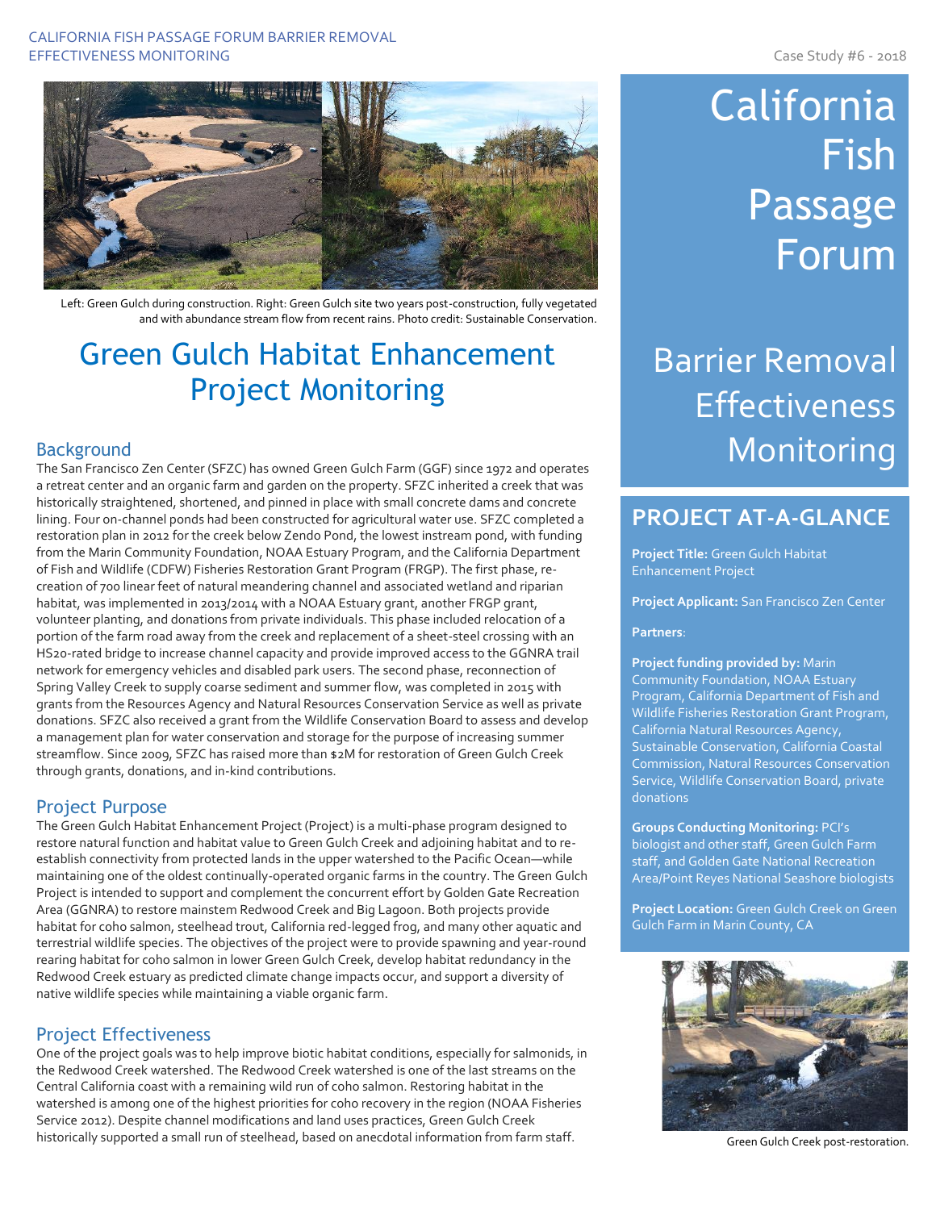Left: Green Gulch during construction. Right: Green Gulch site two years post-construction, fully vegetated and with abundance stream flow from recent rains. Photo credit: Sustainable Conservation.

# Green Gulch Habitat Enhancement Project Monitoring

## Background

The San Francisco Zen Center (SFZC) has owned Green Gulch Farm (GGF) since 1972 and operates a retreat center and an organic farm and garden on the property. SFZC inherited a creek that was historically straightened, shortened, and pinned in place with small concrete dams and concrete lining. Four on-channel ponds had been constructed for agricultural water use. SFZC completed a restoration plan in 2012 for the creek below Zendo Pond, the lowest instream pond, with funding from the Marin Community Foundation, NOAA Estuary Program, and the California Department of Fish and Wildlife (CDFW) Fisheries Restoration Grant Program (FRGP). The first phase, re-creation of 700 linear feet of natural meandering channel and associated wetland and riparian habitat, was implemented in 2013/2014 with a NOAA Estuary grant, another FRGP grant, volunteer planting, and donations from private individuals. This phase included relocation of a portion of the farm road away from the creek and replacement of a sheet-steel crossing with an HS20-rated bridge to increase channel capacity and provide improved access to the GGNRA trail network for emergency vehicles and disabled park users. The second phase, reconnection of Spring Valley Creek to supply coarse sediment and summer flow, was completed in 2015 with grants from the Resources Agency and Natural Resources Conservation Service as well as private donations. SFZC also received a grant from the Wildlife Conservation Board to assess and develop a management plan for water conservation and storage for the purpose of increasing summer streamflow. Since 2009, SFZC has raised more than $2M for restoration of Green Gulch Creek through grants, donations, and in-kind contributions.

## Project Purpose

The Green Gulch Habitat Enhancement Project (Project) is a multi-phase program designed to restore natural function and habitat value to Green Gulch Creek and adjoining habitat and to re-establish connectivity from protected lands in the upper watershed to the Pacific Ocean—while maintaining one of the oldest continually-operated organic farms in the country. The Green Gulch Project is intended to support and complement the concurrent effort by Golden Gate Recreation Area (GGNRA) to restore mainstem Redwood Creek and Big Lagoon. Both projects provide habitat for coho salmon, steelhead trout, California red-legged frog, and many other aquatic and terrestrial wildlife species. The objectives of the project were to provide spawning and year-round rearing habitat for coho salmon in lower Green Gulch Creek, develop habitat redundancy in the Redwood Creek estuary as predicted climate change impacts occur, and support a diversity of native wildlife species while maintaining a viable organic farm.

## Project Effectiveness

One of the project goals was to help improve biotic habitat conditions, especially for salmonids, in the Redwood Creek watershed. The Redwood Creek watershed is one of the last streams on the Central California coast with a remaining wild run of coho salmon. Restoring habitat in the watershed is among one of the highest priorities for coho recovery in the region (NOAA Fisheries Service 2012). Despite channel modifications and land uses practices, Green Gulch Creek historically supported a small run of steelhead, based on anecdotal information from farm staff.

# California Fish Passage Forum

## Barrier Removal Effectiveness Monitoring

Case Study #6 - 2018

## PROJECT AT-A-GLANCE

**Project Title:** Green Gulch Habitat Enhancement Project

**Project Applicant:** San Francisco Zen Center

**Partners**:

**Project funding provided by:** Marin Community Foundation, NOAA Estuary Program, California Department of Fish and Wildlife Fisheries Restoration Grant Program, California Natural Resources Agency, Sustainable Conservation, California Coastal Commission, Natural Resources Conservation Service, Wildlife Conservation Board, private donations

**Groups Conducting Monitoring:** PCI's biologist and other staff, Green Gulch Farm staff, and Golden Gate National Recreation Area/Point Reyes National Seashore biologists

**Project Location:** Green Gulch Creek on Green Gulch Farm in Marin County, CA

Green Gulch Creek post-restoration.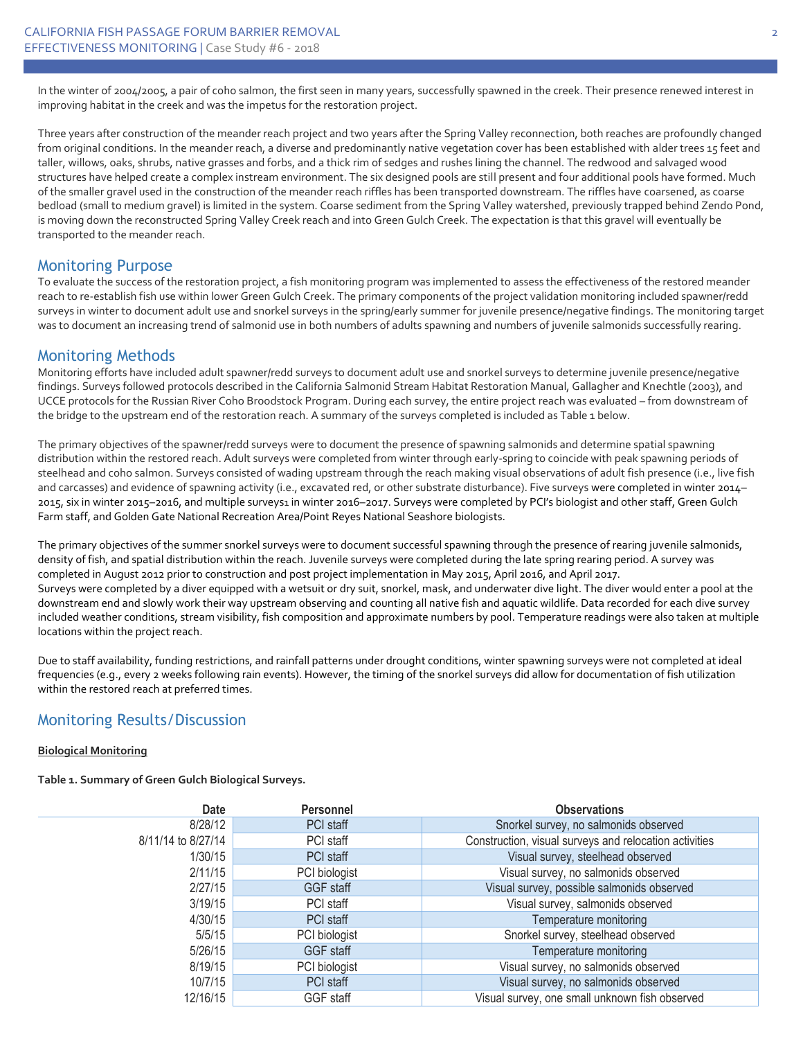In the winter of 2004/2005, a pair of coho salmon, the first seen in many years, successfully spawned in the creek. Their presence renewed interest in improving habitat in the creek and was the impetus for the restoration project.

Three years after construction of the meander reach project and two years after the Spring Valley reconnection, both reaches are profoundly changed from original conditions. In the meander reach, a diverse and predominantly native vegetation cover has been established with alder trees 15 feet and taller, willows, oaks, shrubs, native grasses and forbs, and a thick rim of sedges and rushes lining the channel. The redwood and salvaged wood structures have helped create a complex instream environment. The six designed pools are still present and four additional pools have formed. Much of the smaller gravel used in the construction of the meander reach riffles has been transported downstream. The riffles have coarsened, as coarse bedload (small to medium gravel) is limited in the system. Coarse sediment from the Spring Valley watershed, previously trapped behind Zendo Pond, is moving down the reconstructed Spring Valley Creek reach and into Green Gulch Creek. The expectation is that this gravel will eventually be transported to the meander reach.

## Monitoring Purpose

To evaluate the success of the restoration project, a fish monitoring program was implemented to assess the effectiveness of the restored meander reach to re-establish fish use within lower Green Gulch Creek. The primary components of the project validation monitoring included spawner/redd surveys in winter to document adult use and snorkel surveys in the spring/early summer for juvenile presence/negative findings. The monitoring target was to document an increasing trend of salmonid use in both numbers of adults spawning and numbers of juvenile salmonids successfully rearing.

## Monitoring Methods

Monitoring efforts have included adult spawner/redd surveys to document adult use and snorkel surveys to determine juvenile presence/negative findings. Surveys followed protocols described in the California Salmonid Stream Habitat Restoration Manual, Gallagher and Knechtle (2003), and UCCE protocols for the Russian River Coho Broodstock Program. During each survey, the entire project reach was evaluated – from downstream of the bridge to the upstream end of the restoration reach. A summary of the surveys completed is included as Table 1 below.

The primary objectives of the spawner/redd surveys were to document the presence of spawning salmonids and determine spatial spawning distribution within the restored reach. Adult surveys were completed from winter through early-spring to coincide with peak spawning periods of steelhead and coho salmon. Surveys consisted of wading upstream through the reach making visual observations of adult fish presence (i.e., live fish and carcasses) and evidence of spawning activity (i.e., excavated red, or other substrate disturbance). Five surveys were completed in winter 2014–2015, six in winter 2015–2016, and multiple surveys[1] in winter 2016–2017. Surveys were completed by PCI's biologist and other staff, Green Gulch Farm staff, and Golden Gate National Recreation Area/Point Reyes National Seashore biologists.

The primary objectives of the summer snorkel surveys were to document successful spawning through the presence of rearing juvenile salmonids, density of fish, and spatial distribution within the reach. Juvenile surveys were completed during the late spring rearing period. A survey was completed in August 2012 prior to construction and post project implementation in May 2015, April 2016, and April 2017.
Surveys were completed by a diver equipped with a wetsuit or dry suit, snorkel, mask, and underwater dive light. The diver would enter a pool at the downstream end and slowly work their way upstream observing and counting all native fish and aquatic wildlife. Data recorded for each dive survey included weather conditions, stream visibility, fish composition and approximate numbers by pool. Temperature readings were also taken at multiple locations within the project reach.

Due to staff availability, funding restrictions, and rainfall patterns under drought conditions, winter spawning surveys were not completed at ideal frequencies (e.g., every 2 weeks following rain events). However, the timing of the snorkel surveys did allow for documentation of fish utilization within the restored reach at preferred times.

## Monitoring Results/Discussion

**Biological Monitoring**

**Table 1. Summary of Green Gulch Biological Surveys.**

| Date | Personnel | Observations |
|---|---|---|
| 8/28/12 | PCI staff | Snorkel survey, no salmonids observed |
| 8/11/14 to 8/27/14 | PCI staff | Construction, visual surveys and relocation activities |
| 1/30/15 | PCI staff | Visual survey, steelhead observed |
| 2/11/15 | PCI biologist | Visual survey, no salmonids observed |
| 2/27/15 | GGF staff | Visual survey, possible salmonids observed |
| 3/19/15 | PCI staff | Visual survey, salmonids observed |
| 4/30/15 | PCI staff | Temperature monitoring |
| 5/5/15 | PCI biologist | Snorkel survey, steelhead observed |
| 5/26/15 | GGF staff | Temperature monitoring |
| 8/19/15 | PCI biologist | Visual survey, no salmonids observed |
| 10/7/15 | PCI staff | Visual survey, no salmonids observed |
| 12/16/15 | GGF staff | Visual survey, one small unknown fish observed |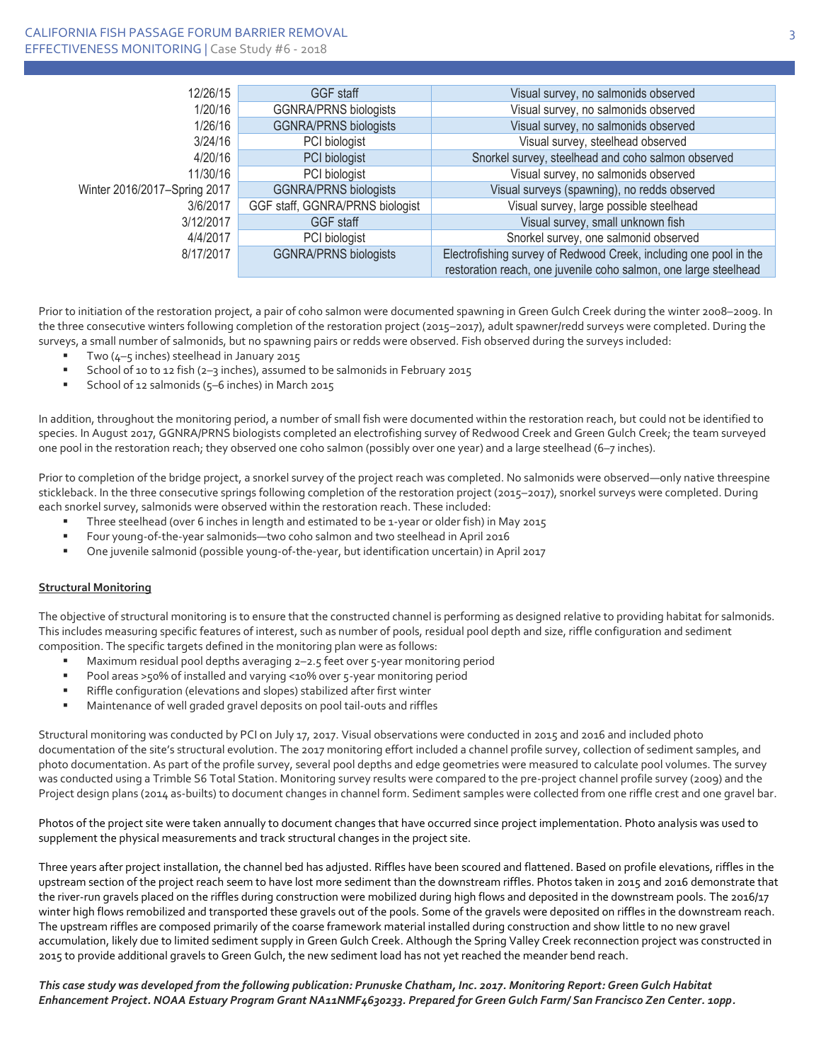| | | |
|---|---|---|
| 12/26/15 | GGF staff | Visual survey, no salmonids observed |
| 1/20/16 | GGNRA/PRNS biologists | Visual survey, no salmonids observed |
| 1/26/16 | GGNRA/PRNS biologists | Visual survey, no salmonids observed |
| 3/24/16 | PCI biologist | Visual survey, steelhead observed |
| 4/20/16 | PCI biologist | Snorkel survey, steelhead and coho salmon observed |
| 11/30/16 | PCI biologist | Visual survey, no salmonids observed |
| Winter 2016/2017–Spring 2017 | GGNRA/PRNS biologists | Visual surveys (spawning), no redds observed |
| 3/6/2017 | GGF staff, GGNRA/PRNS biologist | Visual survey, large possible steelhead |
| 3/12/2017 | GGF staff | Visual survey, small unknown fish |
| 4/4/2017 | PCI biologist | Snorkel survey, one salmonid observed |
| 8/17/2017 | GGNRA/PRNS biologists | Electrofishing survey of Redwood Creek, including one pool in the restoration reach, one juvenile coho salmon, one large steelhead |

Prior to initiation of the restoration project, a pair of coho salmon were documented spawning in Green Gulch Creek during the winter 2008–2009. In the three consecutive winters following completion of the restoration project (2015–2017), adult spawner/redd surveys were completed. During the surveys, a small number of salmonids, but no spawning pairs or redds were observed. Fish observed during the surveys included:

- Two (4–5 inches) steelhead in January 2015
- School of 10 to 12 fish (2–3 inches), assumed to be salmonids in February 2015
- School of 12 salmonids (5–6 inches) in March 2015

In addition, throughout the monitoring period, a number of small fish were documented within the restoration reach, but could not be identified to species. In August 2017, GGNRA/PRNS biologists completed an electrofishing survey of Redwood Creek and Green Gulch Creek; the team surveyed one pool in the restoration reach; they observed one coho salmon (possibly over one year) and a large steelhead (6–7 inches).

Prior to completion of the bridge project, a snorkel survey of the project reach was completed. No salmonids were observed—only native threespine stickleback. In the three consecutive springs following completion of the restoration project (2015–2017), snorkel surveys were completed. During each snorkel survey, salmonids were observed within the restoration reach. These included:

- Three steelhead (over 6 inches in length and estimated to be 1-year or older fish) in May 2015
- Four young-of-the-year salmonids—two coho salmon and two steelhead in April 2016
- One juvenile salmonid (possible young-of-the-year, but identification uncertain) in April 2017

**Structural Monitoring**

The objective of structural monitoring is to ensure that the constructed channel is performing as designed relative to providing habitat for salmonids. This includes measuring specific features of interest, such as number of pools, residual pool depth and size, riffle configuration and sediment composition. The specific targets defined in the monitoring plan were as follows:

- Maximum residual pool depths averaging 2–2.5 feet over 5-year monitoring period
- Pool areas >50% of installed and varying <10% over 5-year monitoring period
- Riffle configuration (elevations and slopes) stabilized after first winter
- Maintenance of well graded gravel deposits on pool tail-outs and riffles

Structural monitoring was conducted by PCI on July 17, 2017. Visual observations were conducted in 2015 and 2016 and included photo documentation of the site's structural evolution. The 2017 monitoring effort included a channel profile survey, collection of sediment samples, and photo documentation. As part of the profile survey, several pool depths and edge geometries were measured to calculate pool volumes. The survey was conducted using a Trimble S6 Total Station. Monitoring survey results were compared to the pre-project channel profile survey (2009) and the Project design plans (2014 as-builts) to document changes in channel form. Sediment samples were collected from one riffle crest and one gravel bar.

Photos of the project site were taken annually to document changes that have occurred since project implementation. Photo analysis was used to supplement the physical measurements and track structural changes in the project site.

Three years after project installation, the channel bed has adjusted. Riffles have been scoured and flattened. Based on profile elevations, riffles in the upstream section of the project reach seem to have lost more sediment than the downstream riffles. Photos taken in 2015 and 2016 demonstrate that the river-run gravels placed on the riffles during construction were mobilized during high flows and deposited in the downstream pools. The 2016/17 winter high flows remobilized and transported these gravels out of the pools. Some of the gravels were deposited on riffles in the downstream reach. The upstream riffles are composed primarily of the coarse framework material installed during construction and show little to no new gravel accumulation, likely due to limited sediment supply in Green Gulch Creek. Although the Spring Valley Creek reconnection project was constructed in 2015 to provide additional gravels to Green Gulch, the new sediment load has not yet reached the meander bend reach.

***This case study was developed from the following publication: Prunuske Chatham, Inc. 2017. Monitoring Report: Green Gulch Habitat Enhancement Project. NOAA Estuary Program Grant NA11NMF4630233. Prepared for Green Gulch Farm/ San Francisco Zen Center. 10pp.***